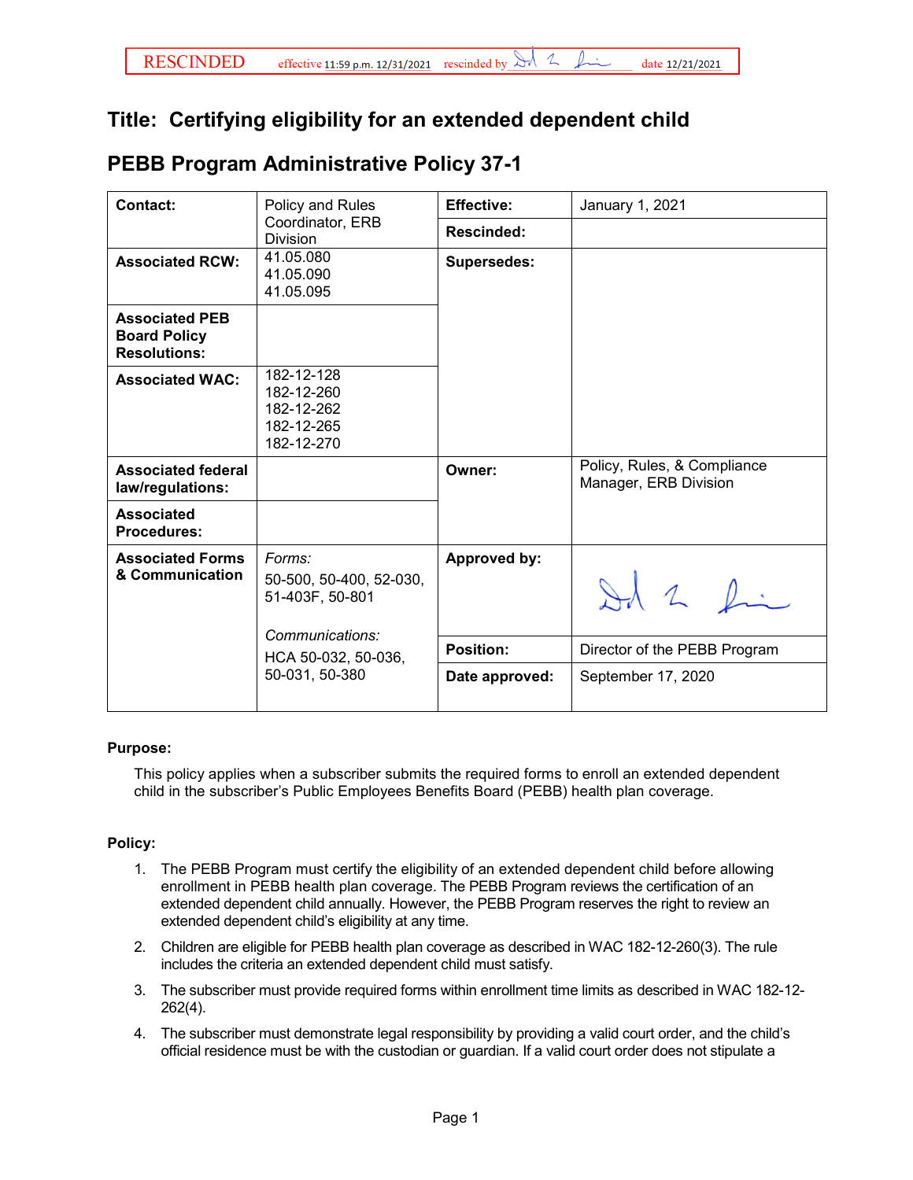RESCINDED effective 11:59 p.m. 12/31/2021 rescinded by [signature] date 12/21/2021

# Title: Certifying eligibility for an extended dependent child

## PEBB Program Administrative Policy 37-1

| | | | |
|---|---|---|---|
| **Contact:** | Policy and Rules Coordinator, ERB Division | **Effective:** | January 1, 2021 |
| | | **Rescinded:** | |
| **Associated RCW:** | 41.05.080<br>41.05.090<br>41.05.095 | **Supersedes:** | |
| **Associated PEB Board Policy Resolutions:** | | | |
| **Associated WAC:** | 182-12-128<br>182-12-260<br>182-12-262<br>182-12-265<br>182-12-270 | | |
| **Associated federal law/regulations:** | | **Owner:** | Policy, Rules, & Compliance Manager, ERB Division |
| **Associated Procedures:** | | | |
| **Associated Forms & Communication** | *Forms:*<br>50-500, 50-400, 52-030, 51-403F, 50-801<br>*Communications:*<br>HCA 50-032, 50-036, 50-031, 50-380 | **Approved by:** | [signature] |
| | | **Position:** | Director of the PEBB Program |
| | | **Date approved:** | September 17, 2020 |

**Purpose:**

This policy applies when a subscriber submits the required forms to enroll an extended dependent child in the subscriber's Public Employees Benefits Board (PEBB) health plan coverage.

**Policy:**

1. The PEBB Program must certify the eligibility of an extended dependent child before allowing enrollment in PEBB health plan coverage. The PEBB Program reviews the certification of an extended dependent child annually. However, the PEBB Program reserves the right to review an extended dependent child's eligibility at any time.
2. Children are eligible for PEBB health plan coverage as described in WAC 182-12-260(3). The rule includes the criteria an extended dependent child must satisfy.
3. The subscriber must provide required forms within enrollment time limits as described in WAC 182-12-262(4).
4. The subscriber must demonstrate legal responsibility by providing a valid court order, and the child's official residence must be with the custodian or guardian. If a valid court order does not stipulate a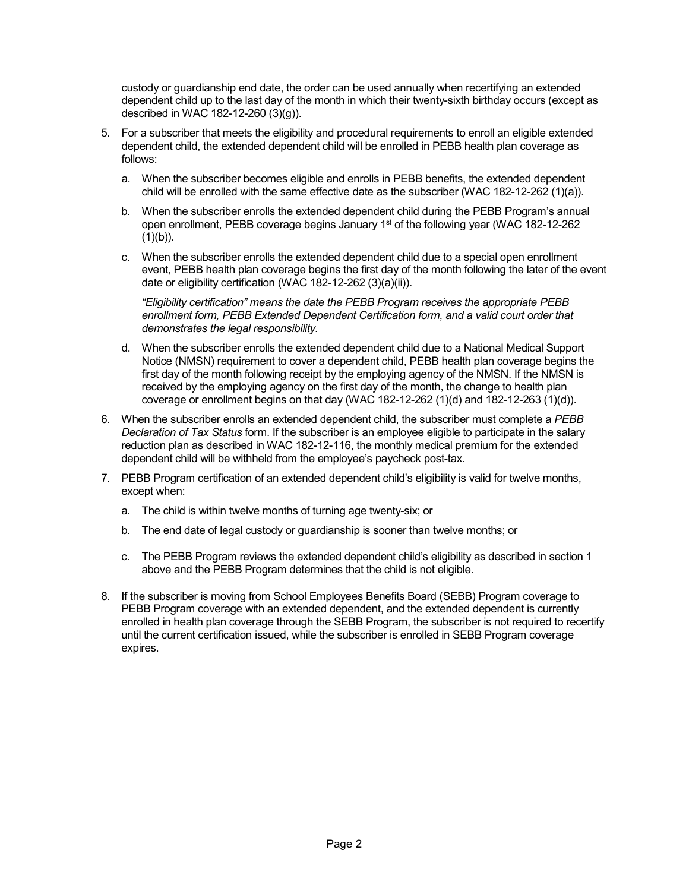custody or guardianship end date, the order can be used annually when recertifying an extended dependent child up to the last day of the month in which their twenty-sixth birthday occurs (except as described in WAC 182-12-260 (3)(g)).

5. For a subscriber that meets the eligibility and procedural requirements to enroll an eligible extended dependent child, the extended dependent child will be enrolled in PEBB health plan coverage as follows:

   a. When the subscriber becomes eligible and enrolls in PEBB benefits, the extended dependent child will be enrolled with the same effective date as the subscriber (WAC 182-12-262 (1)(a)).

   b. When the subscriber enrolls the extended dependent child during the PEBB Program's annual open enrollment, PEBB coverage begins January 1st of the following year (WAC 182-12-262 (1)(b)).

   c. When the subscriber enrolls the extended dependent child due to a special open enrollment event, PEBB health plan coverage begins the first day of the month following the later of the event date or eligibility certification (WAC 182-12-262 (3)(a)(ii)).

      *"Eligibility certification" means the date the PEBB Program receives the appropriate PEBB enrollment form, PEBB Extended Dependent Certification form, and a valid court order that demonstrates the legal responsibility.*

   d. When the subscriber enrolls the extended dependent child due to a National Medical Support Notice (NMSN) requirement to cover a dependent child, PEBB health plan coverage begins the first day of the month following receipt by the employing agency of the NMSN. If the NMSN is received by the employing agency on the first day of the month, the change to health plan coverage or enrollment begins on that day (WAC 182-12-262 (1)(d) and 182-12-263 (1)(d)).

6. When the subscriber enrolls an extended dependent child, the subscriber must complete a *PEBB Declaration of Tax Status* form. If the subscriber is an employee eligible to participate in the salary reduction plan as described in WAC 182-12-116, the monthly medical premium for the extended dependent child will be withheld from the employee's paycheck post-tax.

7. PEBB Program certification of an extended dependent child's eligibility is valid for twelve months, except when:

   a. The child is within twelve months of turning age twenty-six; or

   b. The end date of legal custody or guardianship is sooner than twelve months; or

   c. The PEBB Program reviews the extended dependent child's eligibility as described in section 1 above and the PEBB Program determines that the child is not eligible.

8. If the subscriber is moving from School Employees Benefits Board (SEBB) Program coverage to PEBB Program coverage with an extended dependent, and the extended dependent is currently enrolled in health plan coverage through the SEBB Program, the subscriber is not required to recertify until the current certification issued, while the subscriber is enrolled in SEBB Program coverage expires.